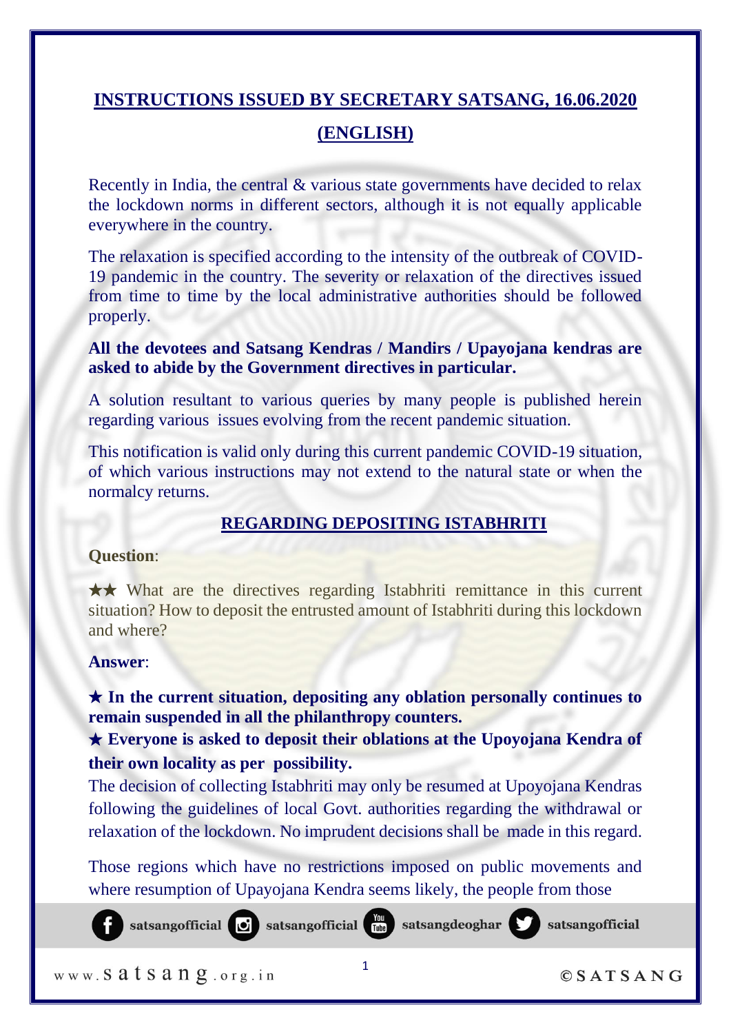# INSTRUCTIONS ISSUED BY SECRETARY SATSANG, 16.06.2020

## (ENGLISH)

Recently in India, the central & various state governments have decided to relax the lockdown norms in different sectors, although it is not equally applicable everywhere in the country.

The relaxation is specified according to the intensity of the outbreak of COVID-19 pandemic in the country. The severity or relaxation of the directives issued from time to time by the local administrative authorities should be followed properly.

**All the devotees and Satsang Kendras / Mandirs / Upayojana kendras are asked to abide by the Government directives in particular.**

A solution resultant to various queries by many people is published herein regarding various issues evolving from the recent pandemic situation.

This notification is valid only during this current pandemic COVID-19 situation, of which various instructions may not extend to the natural state or when the normalcy returns.

### REGARDING DEPOSITING ISTABHRITI

**Question**:

★★ What are the directives regarding Istabhriti remittance in this current situation? How to deposit the entrusted amount of Istabhriti during this lockdown and where?

**Answer**:

★ **In the current situation, depositing any oblation personally continues to remain suspended in all the philanthropy counters.**
★ **Everyone is asked to deposit their oblations at the Upoyojana Kendra of their own locality as per possibility.**
The decision of collecting Istabhriti may only be resumed at Upoyojana Kendras following the guidelines of local Govt. authorities regarding the withdrawal or relaxation of the lockdown. No imprudent decisions shall be made in this regard.

Those regions which have no restrictions imposed on public movements and where resumption of Upayojana Kendra seems likely, the people from those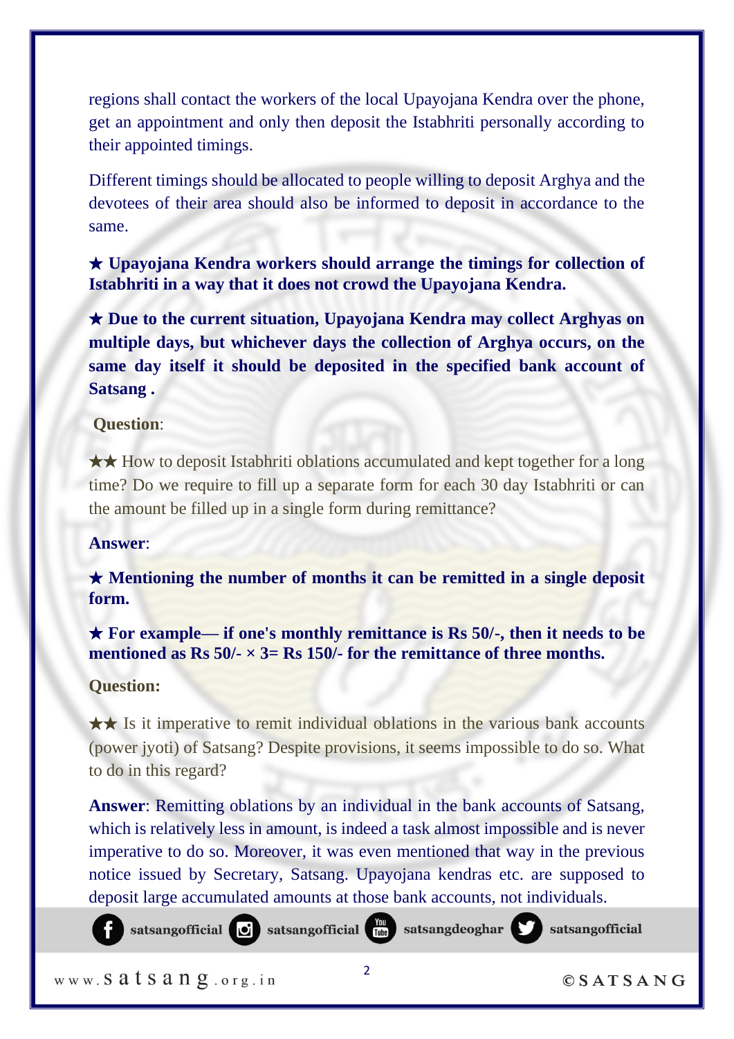regions shall contact the workers of the local Upayojana Kendra over the phone, get an appointment and only then deposit the Istabhriti personally according to their appointed timings.

Different timings should be allocated to people willing to deposit Arghya and the devotees of their area should also be informed to deposit in accordance to the same.

★ **Upayojana Kendra workers should arrange the timings for collection of Istabhriti in a way that it does not crowd the Upayojana Kendra.**

★ **Due to the current situation, Upayojana Kendra may collect Arghyas on multiple days, but whichever days the collection of Arghya occurs, on the same day itself it should be deposited in the specified bank account of Satsang .**

**Question**:

★★ How to deposit Istabhriti oblations accumulated and kept together for a long time? Do we require to fill up a separate form for each 30 day Istabhriti or can the amount be filled up in a single form during remittance?

**Answer**:

★ **Mentioning the number of months it can be remitted in a single deposit form.**

★ **For example— if one's monthly remittance is Rs 50/-, then it needs to be mentioned as Rs 50/- × 3= Rs 150/- for the remittance of three months.**

**Question:**

★★ Is it imperative to remit individual oblations in the various bank accounts (power jyoti) of Satsang? Despite provisions, it seems impossible to do so. What to do in this regard?

**Answer**: Remitting oblations by an individual in the bank accounts of Satsang, which is relatively less in amount, is indeed a task almost impossible and is never imperative to do so. Moreover, it was even mentioned that way in the previous notice issued by Secretary, Satsang. Upayojana kendras etc. are supposed to deposit large accumulated amounts at those bank accounts, not individuals.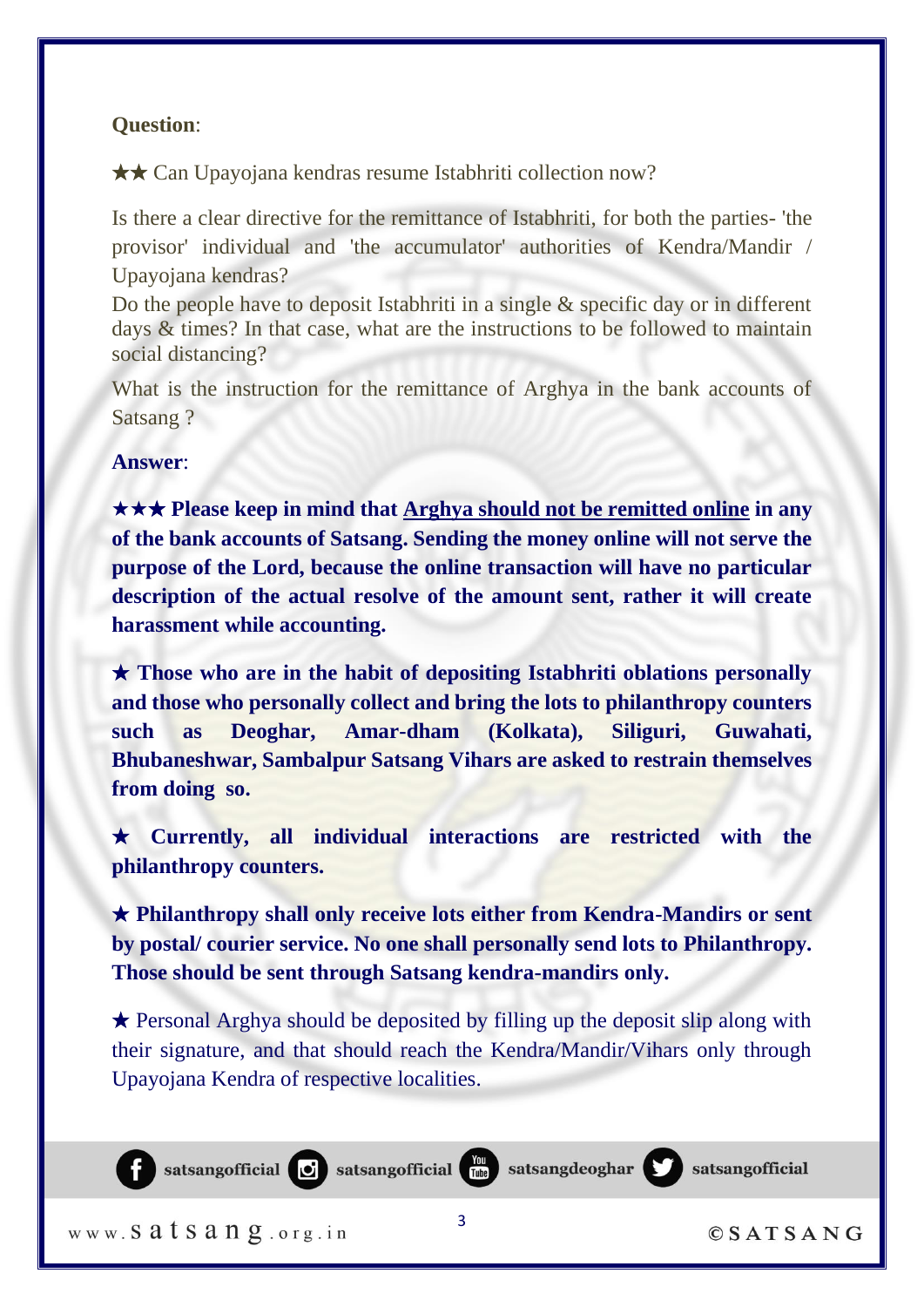**Question**:

★★ Can Upayojana kendras resume Istabhriti collection now?

Is there a clear directive for the remittance of Istabhriti, for both the parties- 'the provisor' individual and 'the accumulator' authorities of Kendra/Mandir / Upayojana kendras?

Do the people have to deposit Istabhriti in a single & specific day or in different days & times? In that case, what are the instructions to be followed to maintain social distancing?

What is the instruction for the remittance of Arghya in the bank accounts of Satsang ?

**Answer**:

**★★★ Please keep in mind that <u>Arghya should not be remitted online</u> in any of the bank accounts of Satsang. Sending the money online will not serve the purpose of the Lord, because the online transaction will have no particular description of the actual resolve of the amount sent, rather it will create harassment while accounting.**

**★ Those who are in the habit of depositing Istabhriti oblations personally and those who personally collect and bring the lots to philanthropy counters such as Deoghar, Amar-dham (Kolkata), Siliguri, Guwahati, Bhubaneshwar, Sambalpur Satsang Vihars are asked to restrain themselves from doing so.**

**★ Currently, all individual interactions are restricted with the philanthropy counters.**

**★ Philanthropy shall only receive lots either from Kendra-Mandirs or sent by postal/ courier service. No one shall personally send lots to Philanthropy. Those should be sent through Satsang kendra-mandirs only.**

★ Personal Arghya should be deposited by filling up the deposit slip along with their signature, and that should reach the Kendra/Mandir/Vihars only through Upayojana Kendra of respective localities.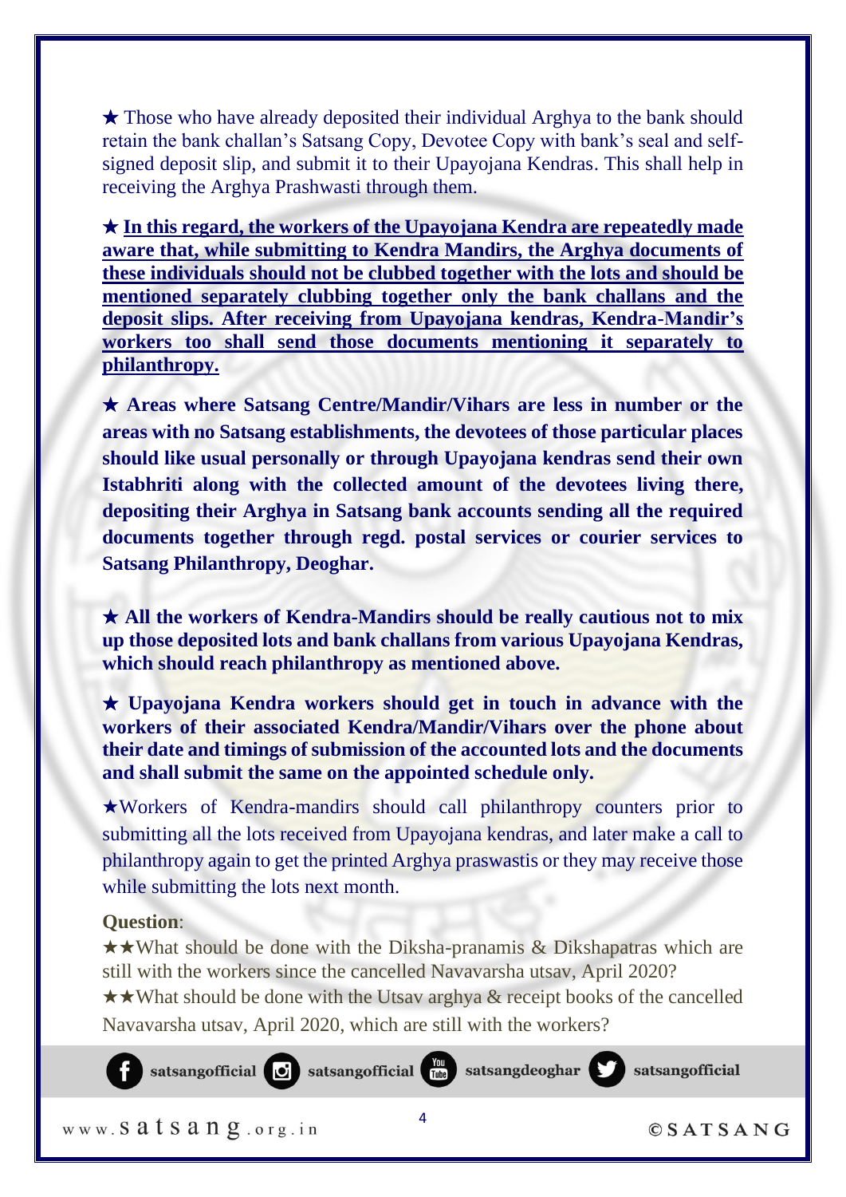★ Those who have already deposited their individual Arghya to the bank should retain the bank challan's Satsang Copy, Devotee Copy with bank's seal and self-signed deposit slip, and submit it to their Upayojana Kendras. This shall help in receiving the Arghya Prashwasti through them.

★ **In this regard, the workers of the Upayojana Kendra are repeatedly made aware that, while submitting to Kendra Mandirs, the Arghya documents of these individuals should not be clubbed together with the lots and should be mentioned separately clubbing together only the bank challans and the deposit slips. After receiving from Upayojana kendras, Kendra-Mandir's workers too shall send those documents mentioning it separately to philanthropy.**

★ **Areas where Satsang Centre/Mandir/Vihars are less in number or the areas with no Satsang establishments, the devotees of those particular places should like usual personally or through Upayojana kendras send their own Istabhriti along with the collected amount of the devotees living there, depositing their Arghya in Satsang bank accounts sending all the required documents together through regd. postal services or courier services to Satsang Philanthropy, Deoghar.**

★ **All the workers of Kendra-Mandirs should be really cautious not to mix up those deposited lots and bank challans from various Upayojana Kendras, which should reach philanthropy as mentioned above.**

★ **Upayojana Kendra workers should get in touch in advance with the workers of their associated Kendra/Mandir/Vihars over the phone about their date and timings of submission of the accounted lots and the documents and shall submit the same on the appointed schedule only.**

★Workers of Kendra-mandirs should call philanthropy counters prior to submitting all the lots received from Upayojana kendras, and later make a call to philanthropy again to get the printed Arghya praswastis or they may receive those while submitting the lots next month.

**Question**:

★★What should be done with the Diksha-pranamis & Dikshapatras which are still with the workers since the cancelled Navavarsha utsav, April 2020?

★★What should be done with the Utsav arghya & receipt books of the cancelled Navavarsha utsav, April 2020, which are still with the workers?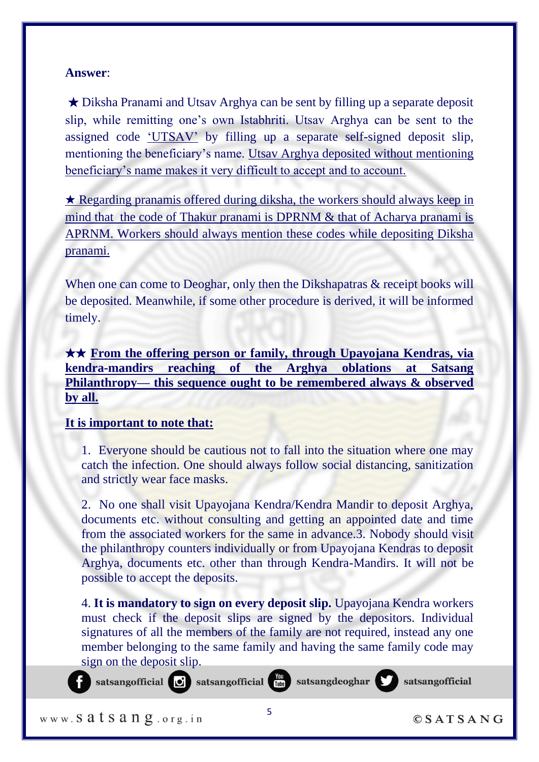**Answer**:

★ Diksha Pranami and Utsav Arghya can be sent by filling up a separate deposit slip, while remitting one's own Istabhriti. Utsav Arghya can be sent to the assigned code 'UTSAV' by filling up a separate self-signed deposit slip, mentioning the beneficiary's name. Utsav Arghya deposited without mentioning beneficiary's name makes it very difficult to accept and to account.

★ Regarding pranamis offered during diksha, the workers should always keep in mind that the code of Thakur pranami is DPRNM & that of Acharya pranami is APRNM. Workers should always mention these codes while depositing Diksha pranami.

When one can come to Deoghar, only then the Dikshapatras & receipt books will be deposited. Meanwhile, if some other procedure is derived, it will be informed timely.

★★ **From the offering person or family, through Upayojana Kendras, via kendra-mandirs reaching of the Arghya oblations at Satsang Philanthropy— this sequence ought to be remembered always & observed by all.**

**It is important to note that:**

1. Everyone should be cautious not to fall into the situation where one may catch the infection. One should always follow social distancing, sanitization and strictly wear face masks.

2. No one shall visit Upayojana Kendra/Kendra Mandir to deposit Arghya, documents etc. without consulting and getting an appointed date and time from the associated workers for the same in advance.3. Nobody should visit the philanthropy counters individually or from Upayojana Kendras to deposit Arghya, documents etc. other than through Kendra-Mandirs. It will not be possible to accept the deposits.

4. **It is mandatory to sign on every deposit slip.** Upayojana Kendra workers must check if the deposit slips are signed by the depositors. Individual signatures of all the members of the family are not required, instead any one member belonging to the same family and having the same family code may sign on the deposit slip.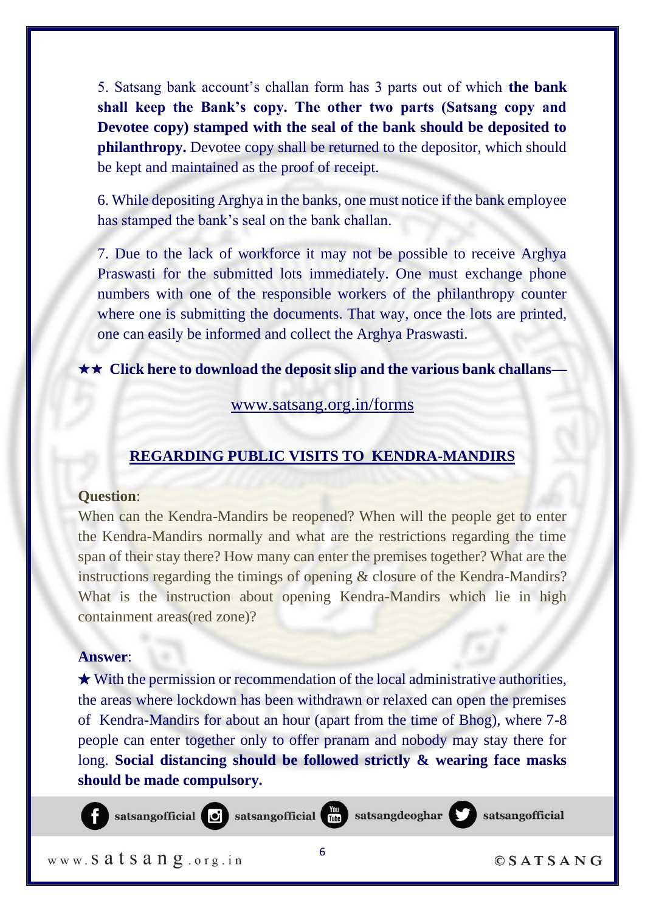5. Satsang bank account's challan form has 3 parts out of which **the bank shall keep the Bank's copy. The other two parts (Satsang copy and Devotee copy) stamped with the seal of the bank should be deposited to philanthropy.** Devotee copy shall be returned to the depositor, which should be kept and maintained as the proof of receipt.

6. While depositing Arghya in the banks, one must notice if the bank employee has stamped the bank's seal on the bank challan.

7. Due to the lack of workforce it may not be possible to receive Arghya Praswasti for the submitted lots immediately. One must exchange phone numbers with one of the responsible workers of the philanthropy counter where one is submitting the documents. That way, once the lots are printed, one can easily be informed and collect the Arghya Praswasti.

★★ **Click here to download the deposit slip and the various bank challans—**

www.satsang.org.in/forms

## REGARDING PUBLIC VISITS TO KENDRA-MANDIRS

**Question**:
When can the Kendra-Mandirs be reopened? When will the people get to enter the Kendra-Mandirs normally and what are the restrictions regarding the time span of their stay there? How many can enter the premises together? What are the instructions regarding the timings of opening & closure of the Kendra-Mandirs? What is the instruction about opening Kendra-Mandirs which lie in high containment areas(red zone)?

**Answer**:
★ With the permission or recommendation of the local administrative authorities, the areas where lockdown has been withdrawn or relaxed can open the premises of Kendra-Mandirs for about an hour (apart from the time of Bhog), where 7-8 people can enter together only to offer pranam and nobody may stay there for long. **Social distancing should be followed strictly & wearing face masks should be made compulsory.**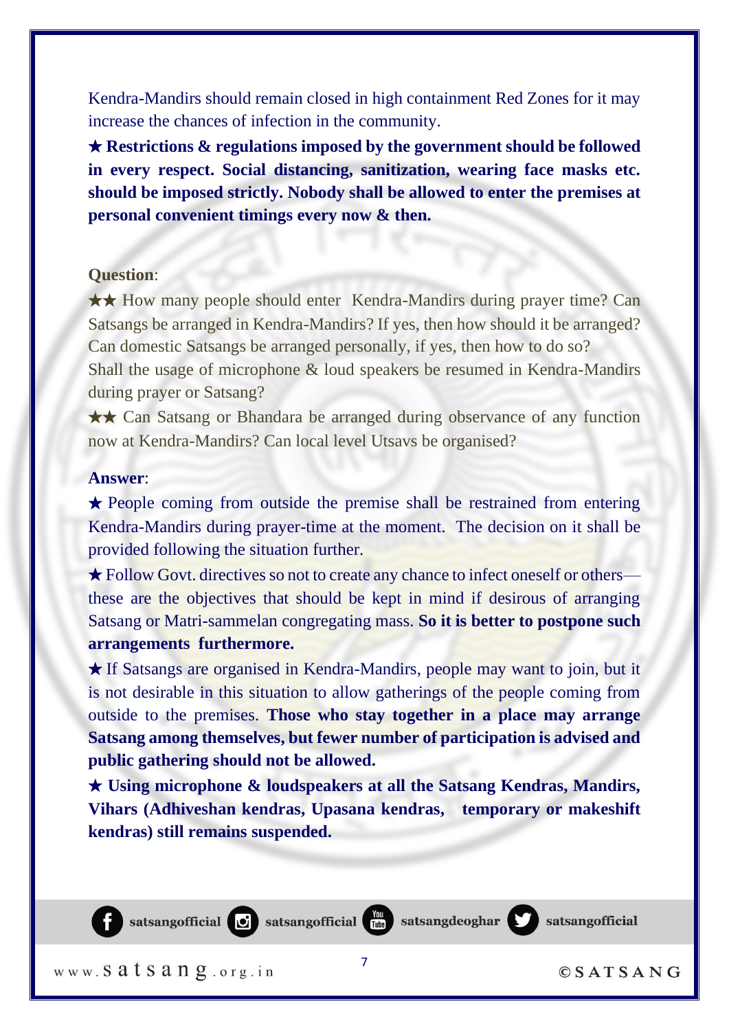Kendra-Mandirs should remain closed in high containment Red Zones for it may increase the chances of infection in the community.

★ **Restrictions & regulations imposed by the government should be followed in every respect. Social distancing, sanitization, wearing face masks etc. should be imposed strictly. Nobody shall be allowed to enter the premises at personal convenient timings every now & then.**

**Question**:

★★ How many people should enter Kendra-Mandirs during prayer time? Can Satsangs be arranged in Kendra-Mandirs? If yes, then how should it be arranged? Can domestic Satsangs be arranged personally, if yes, then how to do so?
Shall the usage of microphone & loud speakers be resumed in Kendra-Mandirs during prayer or Satsang?

★★ Can Satsang or Bhandara be arranged during observance of any function now at Kendra-Mandirs? Can local level Utsavs be organised?

**Answer**:

★ People coming from outside the premise shall be restrained from entering Kendra-Mandirs during prayer-time at the moment. The decision on it shall be provided following the situation further.

★ Follow Govt. directives so not to create any chance to infect oneself or others—these are the objectives that should be kept in mind if desirous of arranging Satsang or Matri-sammelan congregating mass. **So it is better to postpone such arrangements furthermore.**

★ If Satsangs are organised in Kendra-Mandirs, people may want to join, but it is not desirable in this situation to allow gatherings of the people coming from outside to the premises. **Those who stay together in a place may arrange Satsang among themselves, but fewer number of participation is advised and public gathering should not be allowed.**

★ **Using microphone & loudspeakers at all the Satsang Kendras, Mandirs, Vihars (Adhiveshan kendras, Upasana kendras, temporary or makeshift kendras) still remains suspended.**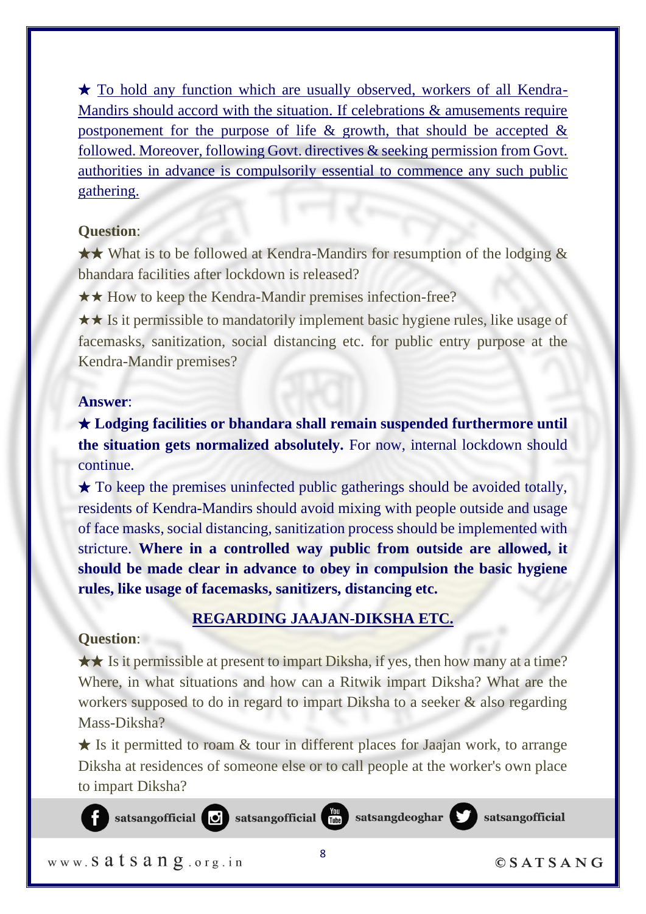★ <u>To hold any function which are usually observed, workers of all Kendra-Mandirs should accord with the situation. If celebrations & amusements require postponement for the purpose of life & growth, that should be accepted & followed. Moreover, following Govt. directives & seeking permission from Govt. authorities in advance is compulsorily essential to commence any such public gathering.</u>

**Question**:

★★ What is to be followed at Kendra-Mandirs for resumption of the lodging & bhandara facilities after lockdown is released?

★★ How to keep the Kendra-Mandir premises infection-free?

★★ Is it permissible to mandatorily implement basic hygiene rules, like usage of facemasks, sanitization, social distancing etc. for public entry purpose at the Kendra-Mandir premises?

**Answer**:

★ **Lodging facilities or bhandara shall remain suspended furthermore until the situation gets normalized absolutely.** For now, internal lockdown should continue.

★ To keep the premises uninfected public gatherings should be avoided totally, residents of Kendra-Mandirs should avoid mixing with people outside and usage of face masks, social distancing, sanitization process should be implemented with stricture. **Where in a controlled way public from outside are allowed, it should be made clear in advance to obey in compulsion the basic hygiene rules, like usage of facemasks, sanitizers, distancing etc.**

## <u>REGARDING JAAJAN-DIKSHA ETC.</u>

**Question**:

★★ Is it permissible at present to impart Diksha, if yes, then how many at a time? Where, in what situations and how can a Ritwik impart Diksha? What are the workers supposed to do in regard to impart Diksha to a seeker & also regarding Mass-Diksha?

★ Is it permitted to roam & tour in different places for Jaajan work, to arrange Diksha at residences of someone else or to call people at the worker's own place to impart Diksha?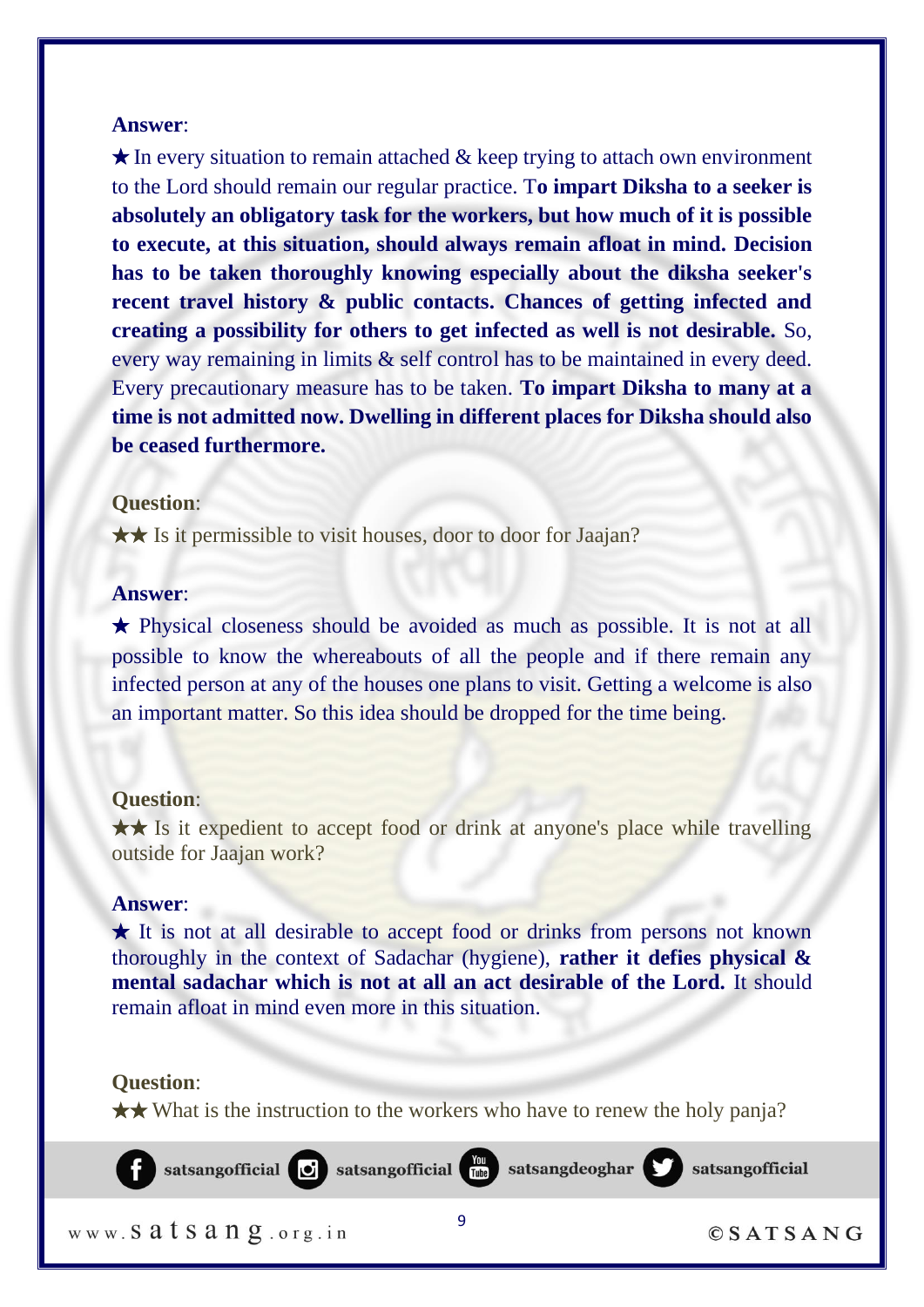**Answer**:

★ In every situation to remain attached & keep trying to attach own environment to the Lord should remain our regular practice. T**o impart Diksha to a seeker is absolutely an obligatory task for the workers, but how much of it is possible to execute, at this situation, should always remain afloat in mind. Decision has to be taken thoroughly knowing especially about the diksha seeker's recent travel history & public contacts. Chances of getting infected and creating a possibility for others to get infected as well is not desirable.** So, every way remaining in limits & self control has to be maintained in every deed. Every precautionary measure has to be taken. **To impart Diksha to many at a time is not admitted now. Dwelling in different places for Diksha should also be ceased furthermore.**

**Question**:

★★ Is it permissible to visit houses, door to door for Jaajan?

**Answer**:

★ Physical closeness should be avoided as much as possible. It is not at all possible to know the whereabouts of all the people and if there remain any infected person at any of the houses one plans to visit. Getting a welcome is also an important matter. So this idea should be dropped for the time being.

**Question**:

★★ Is it expedient to accept food or drink at anyone's place while travelling outside for Jaajan work?

**Answer**:

★ It is not at all desirable to accept food or drinks from persons not known thoroughly in the context of Sadachar (hygiene), **rather it defies physical & mental sadachar which is not at all an act desirable of the Lord.** It should remain afloat in mind even more in this situation.

**Question**:

★★ What is the instruction to the workers who have to renew the holy panja?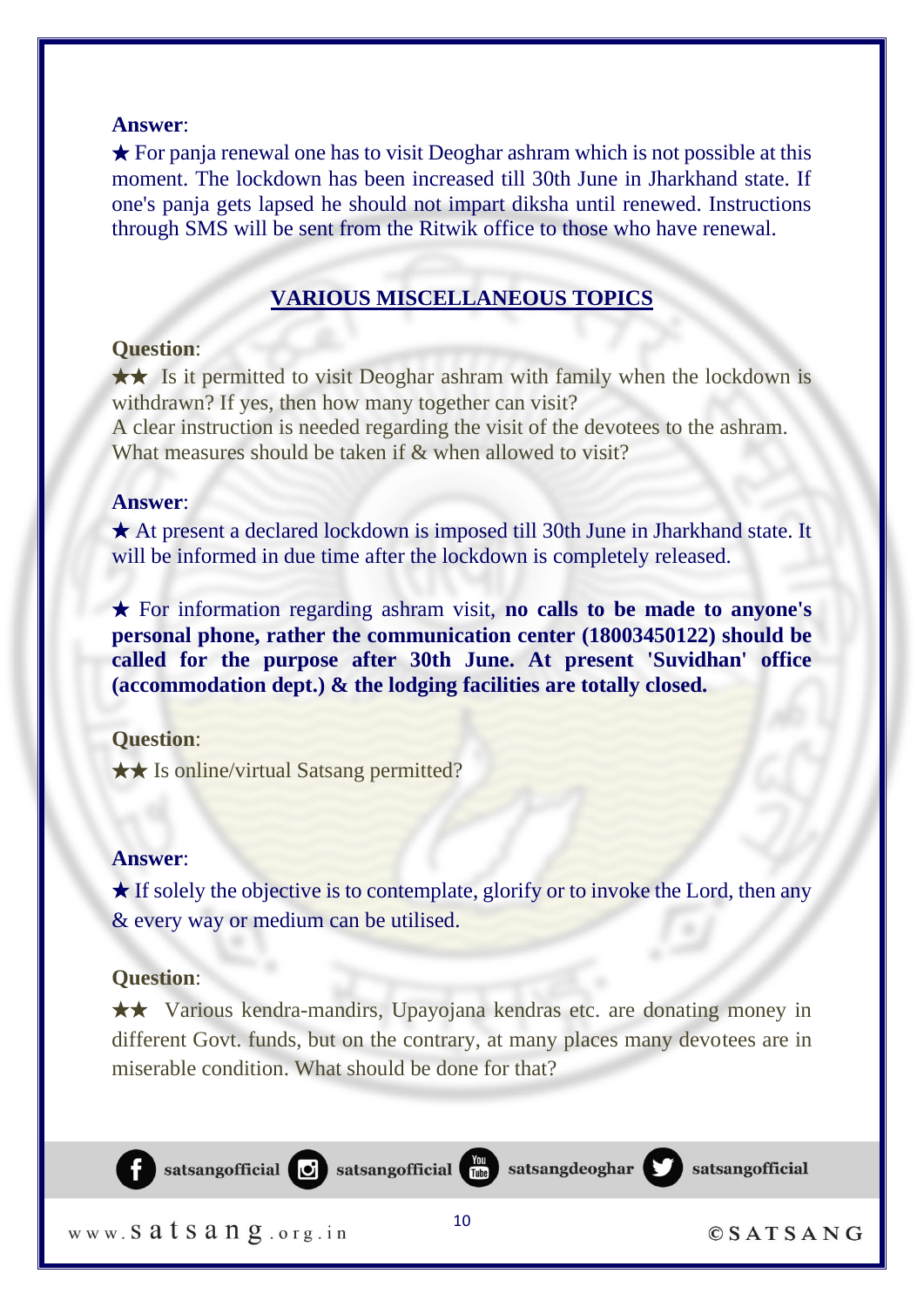**Answer**:

★ For panja renewal one has to visit Deoghar ashram which is not possible at this moment. The lockdown has been increased till 30th June in Jharkhand state. If one's panja gets lapsed he should not impart diksha until renewed. Instructions through SMS will be sent from the Ritwik office to those who have renewal.

## VARIOUS MISCELLANEOUS TOPICS

**Question**:

★★ Is it permitted to visit Deoghar ashram with family when the lockdown is withdrawn? If yes, then how many together can visit?
A clear instruction is needed regarding the visit of the devotees to the ashram. What measures should be taken if & when allowed to visit?

**Answer**:

★ At present a declared lockdown is imposed till 30th June in Jharkhand state. It will be informed in due time after the lockdown is completely released.

★ For information regarding ashram visit, **no calls to be made to anyone's personal phone, rather the communication center (18003450122) should be called for the purpose after 30th June. At present 'Suvidhan' office (accommodation dept.) & the lodging facilities are totally closed.**

**Question**:

★★ Is online/virtual Satsang permitted?

**Answer**:

★ If solely the objective is to contemplate, glorify or to invoke the Lord, then any & every way or medium can be utilised.

**Question**:

★★ Various kendra-mandirs, Upayojana kendras etc. are donating money in different Govt. funds, but on the contrary, at many places many devotees are in miserable condition. What should be done for that?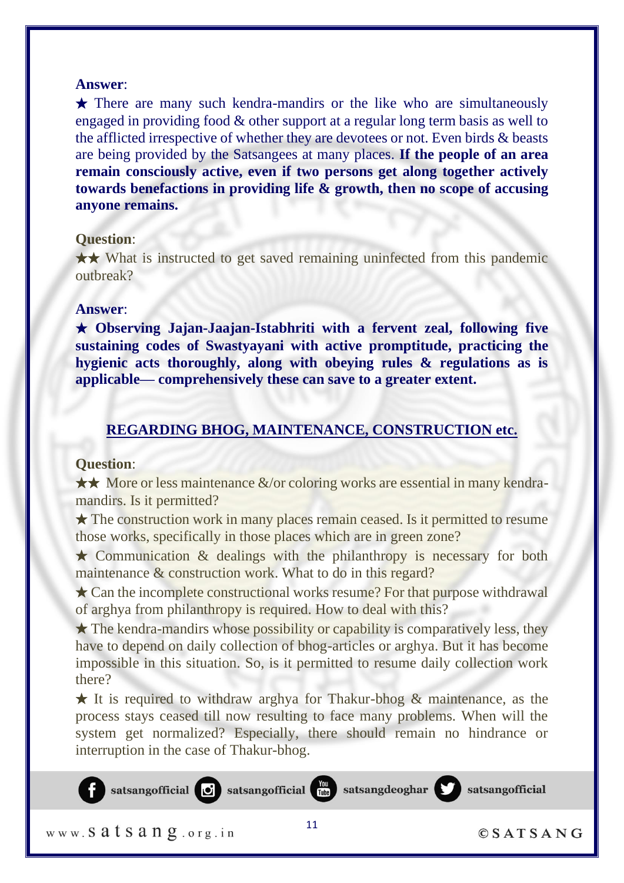**Answer**:

★ There are many such kendra-mandirs or the like who are simultaneously engaged in providing food & other support at a regular long term basis as well to the afflicted irrespective of whether they are devotees or not. Even birds & beasts are being provided by the Satsangees at many places. **If the people of an area remain consciously active, even if two persons get along together actively towards benefactions in providing life & growth, then no scope of accusing anyone remains.**

**Question**:

★★ What is instructed to get saved remaining uninfected from this pandemic outbreak?

**Answer**:

★ **Observing Jajan-Jaajan-Istabhriti with a fervent zeal, following five sustaining codes of Swastyayani with active promptitude, practicing the hygienic acts thoroughly, along with obeying rules & regulations as is applicable— comprehensively these can save to a greater extent.**

## REGARDING BHOG, MAINTENANCE, CONSTRUCTION etc.

**Question**:

★★ More or less maintenance &/or coloring works are essential in many kendra-mandirs. Is it permitted?

★ The construction work in many places remain ceased. Is it permitted to resume those works, specifically in those places which are in green zone?

★ Communication & dealings with the philanthropy is necessary for both maintenance & construction work. What to do in this regard?

★ Can the incomplete constructional works resume? For that purpose withdrawal of arghya from philanthropy is required. How to deal with this?

★ The kendra-mandirs whose possibility or capability is comparatively less, they have to depend on daily collection of bhog-articles or arghya. But it has become impossible in this situation. So, is it permitted to resume daily collection work there?

★ It is required to withdraw arghya for Thakur-bhog & maintenance, as the process stays ceased till now resulting to face many problems. When will the system get normalized? Especially, there should remain no hindrance or interruption in the case of Thakur-bhog.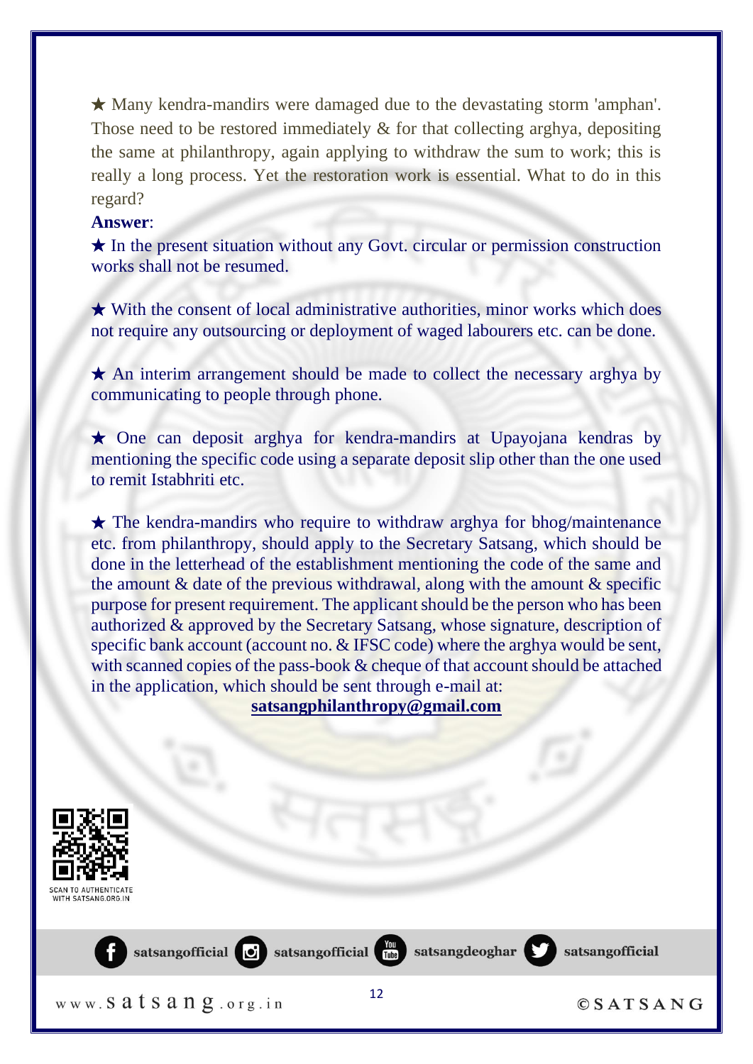★ Many kendra-mandirs were damaged due to the devastating storm 'amphan'. Those need to be restored immediately & for that collecting arghya, depositing the same at philanthropy, again applying to withdraw the sum to work; this is really a long process. Yet the restoration work is essential. What to do in this regard?

**Answer**:

★ In the present situation without any Govt. circular or permission construction works shall not be resumed.

★ With the consent of local administrative authorities, minor works which does not require any outsourcing or deployment of waged labourers etc. can be done.

★ An interim arrangement should be made to collect the necessary arghya by communicating to people through phone.

★ One can deposit arghya for kendra-mandirs at Upayojana kendras by mentioning the specific code using a separate deposit slip other than the one used to remit Istabhriti etc.

★ The kendra-mandirs who require to withdraw arghya for bhog/maintenance etc. from philanthropy, should apply to the Secretary Satsang, which should be done in the letterhead of the establishment mentioning the code of the same and the amount & date of the previous withdrawal, along with the amount & specific purpose for present requirement. The applicant should be the person who has been authorized & approved by the Secretary Satsang, whose signature, description of specific bank account (account no. & IFSC code) where the arghya would be sent, with scanned copies of the pass-book & cheque of that account should be attached in the application, which should be sent through e-mail at:

**satsangphilanthropy@gmail.com**

SCAN TO AUTHENTICATE WITH SATSANG.ORG.IN

satsangofficial satsangofficial satsangdeoghar satsangofficial

www.satsang.org.in ©SATSANG